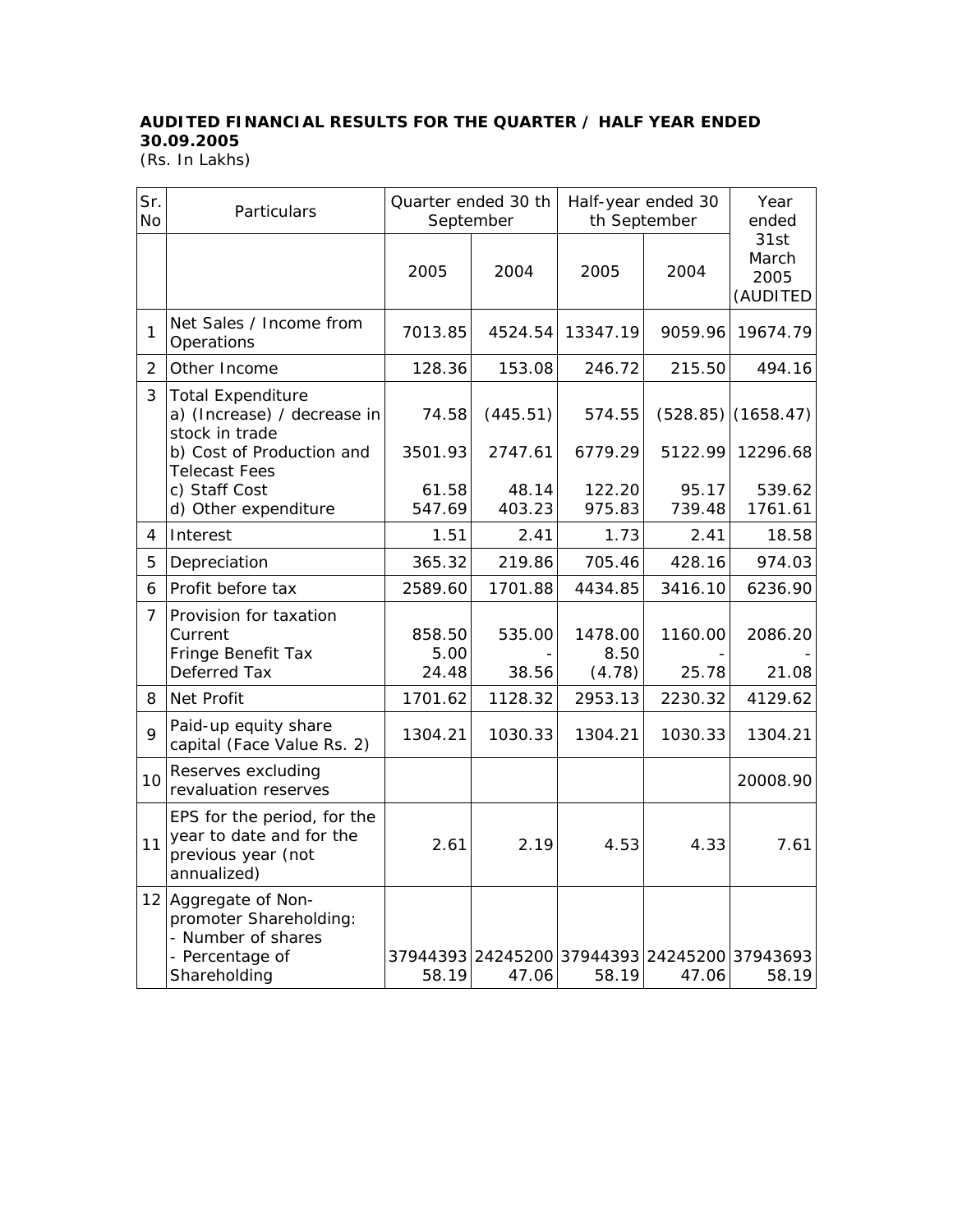**AUDITED FINANCIAL RESULTS FOR THE QUARTER / HALF YEAR ENDED 30.09.2005**

(Rs. In Lakhs)

| Sr. No | Particulars | Quarter ended 30 th September | | Half-year ended 30 th September | | Year ended 31st March 2005 (AUDITED |
|---|---|---|---|---|---|---|
| | | 2005 | 2004 | 2005 | 2004 | |
| 1 | Net Sales / Income from Operations | 7013.85 | 4524.54 | 13347.19 | 9059.96 | 19674.79 |
| 2 | Other Income | 128.36 | 153.08 | 246.72 | 215.50 | 494.16 |
| 3 | Total Expenditure<br>a) (Increase) / decrease in stock in trade<br>b) Cost of Production and Telecast Fees<br>c) Staff Cost<br>d) Other expenditure | <br>74.58<br>3501.93<br>61.58<br>547.69 | <br>(445.51)<br>2747.61<br>48.14<br>403.23 | <br>574.55<br>6779.29<br>122.20<br>975.83 | <br>(528.85)<br>5122.99<br>95.17<br>739.48 | <br>(1658.47)<br>12296.68<br>539.62<br>1761.61 |
| 4 | Interest | 1.51 | 2.41 | 1.73 | 2.41 | 18.58 |
| 5 | Depreciation | 365.32 | 219.86 | 705.46 | 428.16 | 974.03 |
| 6 | Profit before tax | 2589.60 | 1701.88 | 4434.85 | 3416.10 | 6236.90 |
| 7 | Provision for taxation<br>Current<br>Fringe Benefit Tax<br>Deferred Tax | <br>858.50<br>5.00<br>24.48 | <br>535.00<br>-<br>38.56 | <br>1478.00<br>8.50<br>(4.78) | <br>1160.00<br>-<br>25.78 | <br>2086.20<br>-<br>21.08 |
| 8 | Net Profit | 1701.62 | 1128.32 | 2953.13 | 2230.32 | 4129.62 |
| 9 | Paid-up equity share capital (Face Value Rs. 2) | 1304.21 | 1030.33 | 1304.21 | 1030.33 | 1304.21 |
| 10 | Reserves excluding revaluation reserves | | | | | 20008.90 |
| 11 | EPS for the period, for the year to date and for the previous year (not annualized) | 2.61 | 2.19 | 4.53 | 4.33 | 7.61 |
| 12 | Aggregate of Non-promoter Shareholding:<br>- Number of shares<br>- Percentage of Shareholding | <br>37944393<br>58.19 | <br>24245200<br>47.06 | <br>37944393<br>58.19 | <br>24245200<br>47.06 | <br>37943693<br>58.19 |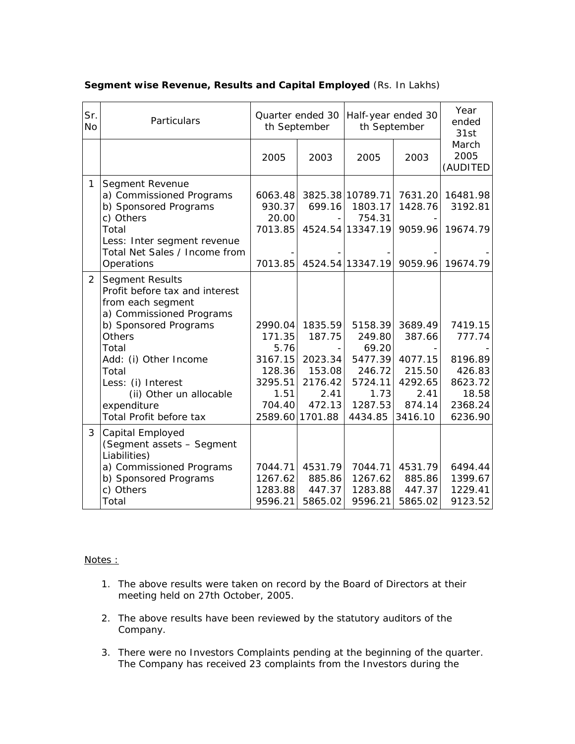**Segment wise Revenue, Results and Capital Employed** (Rs. In Lakhs)

| Sr. No | Particulars | Quarter ended 30 th September | | Half-year ended 30 th September | | Year ended 31st March 2005 (AUDITED |
|---|---|---|---|---|---|---|
| | | 2005 | 2003 | 2005 | 2003 | |
| 1 | Segment Revenue | | | | | |
| | a) Commissioned Programs | 6063.48 | 3825.38 | 10789.71 | 7631.20 | 16481.98 |
| | b) Sponsored Programs | 930.37 | 699.16 | 1803.17 | 1428.76 | 3192.81 |
| | c) Others | 20.00 | - | 754.31 | | - |
| | Total | 7013.85 | 4524.54 | 13347.19 | 9059.96 | 19674.79 |
| | Less: Inter segment revenue | - | - | - | - | - |
| | Total Net Sales / Income from Operations | 7013.85 | 4524.54 | 13347.19 | 9059.96 | 19674.79 |
| 2 | Segment Results | | | | | |
| | Profit before tax and interest from each segment | | | | | |
| | a) Commissioned Programs | | | | | |
| | b) Sponsored Programs | 2990.04 | 1835.59 | 5158.39 | 3689.49 | 7419.15 |
| | Others | 171.35 | 187.75 | 249.80 | 387.66 | 777.74 |
| | Total | 5.76 | - | 69.20 | - | - |
| | Add: (i) Other Income | 3167.15 | 2023.34 | 5477.39 | 4077.15 | 8196.89 |
| | Total | 128.36 | 153.08 | 246.72 | 215.50 | 426.83 |
| | Less: (i) Interest | 3295.51 | 2176.42 | 5724.11 | 4292.65 | 8623.72 |
| | (ii) Other un allocable | 1.51 | 2.41 | 1.73 | 2.41 | 18.58 |
| | expenditure | 704.40 | 472.13 | 1287.53 | 874.14 | 2368.24 |
| | Total Profit before tax | 2589.60 | 1701.88 | 4434.85 | 3416.10 | 6236.90 |
| 3 | Capital Employed (Segment assets – Segment Liabilities) | | | | | |
| | a) Commissioned Programs | 7044.71 | 4531.79 | 7044.71 | 4531.79 | 6494.44 |
| | b) Sponsored Programs | 1267.62 | 885.86 | 1267.62 | 885.86 | 1399.67 |
| | c) Others | 1283.88 | 447.37 | 1283.88 | 447.37 | 1229.41 |
| | Total | 9596.21 | 5865.02 | 9596.21 | 5865.02 | 9123.52 |

Notes :

1. The above results were taken on record by the Board of Directors at their meeting held on 27th October, 2005.

2. The above results have been reviewed by the statutory auditors of the Company.

3. There were no Investors Complaints pending at the beginning of the quarter. The Company has received 23 complaints from the Investors during the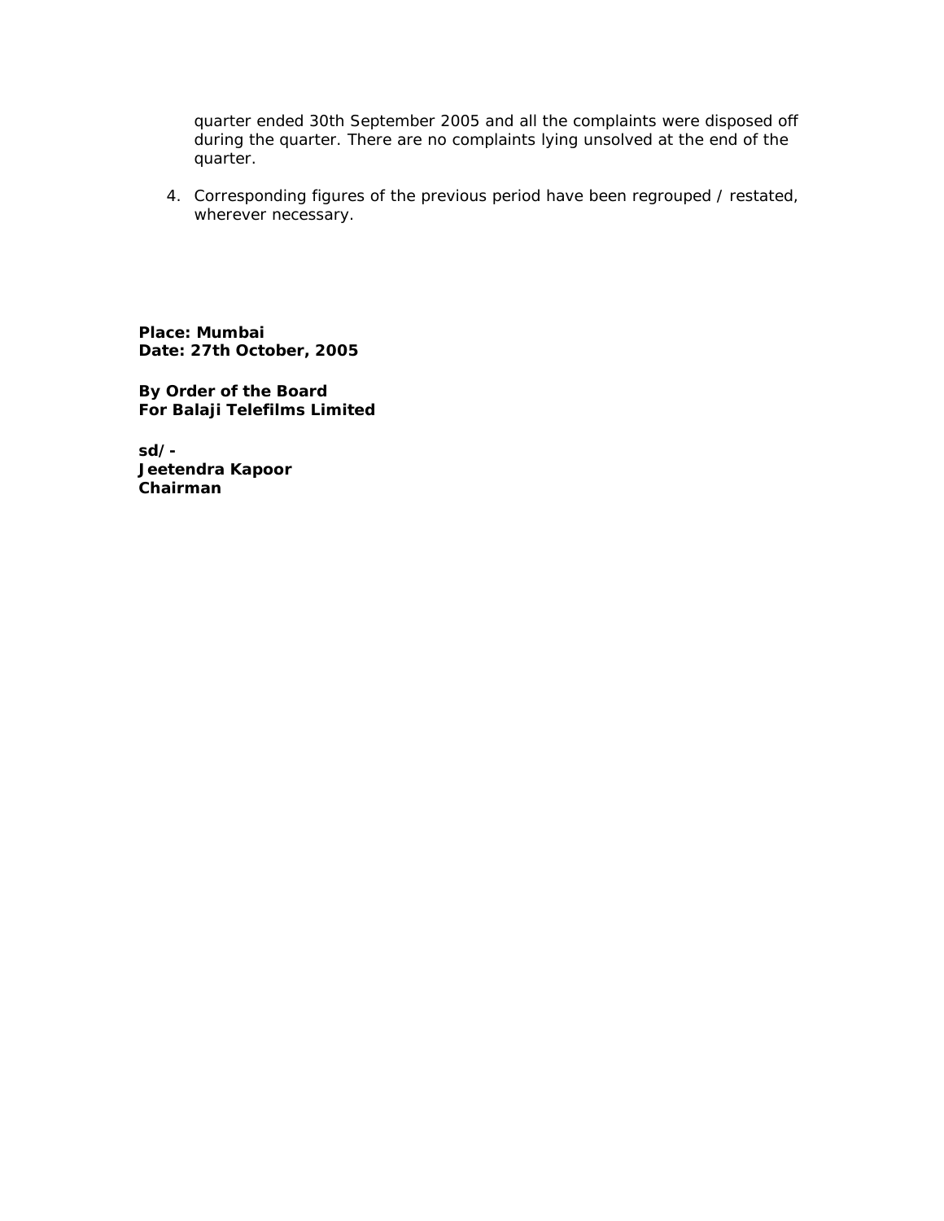quarter ended 30th September 2005 and all the complaints were disposed off during the quarter. There are no complaints lying unsolved at the end of the quarter.

4. Corresponding figures of the previous period have been regrouped / restated, wherever necessary.

**Place: Mumbai**
**Date: 27th October, 2005**

**By Order of the Board**
**For Balaji Telefilms Limited**

**sd/-**
**Jeetendra Kapoor**
**Chairman**